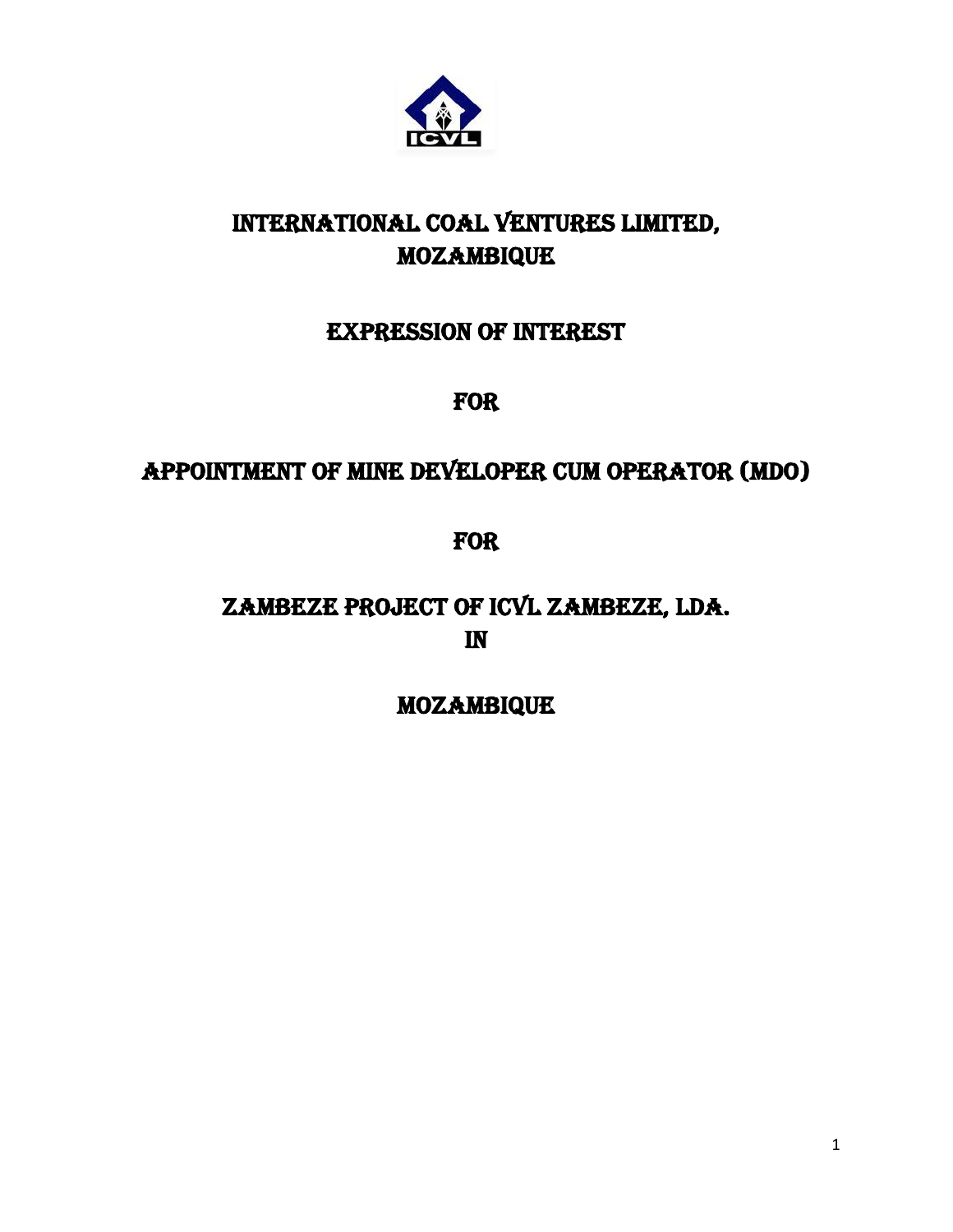# INTERNATIONAL COAL VENTURES LIMITED, MOZAMBIQUE

## EXPRESSION OF INTEREST

## FOR

## APPOINTMENT OF MINE DEVELOPER CUM OPERATOR (MDO)

## FOR

## ZAMBEZE PROJECT OF ICVL ZAMBEZE, LDA. IN

## MOZAMBIQUE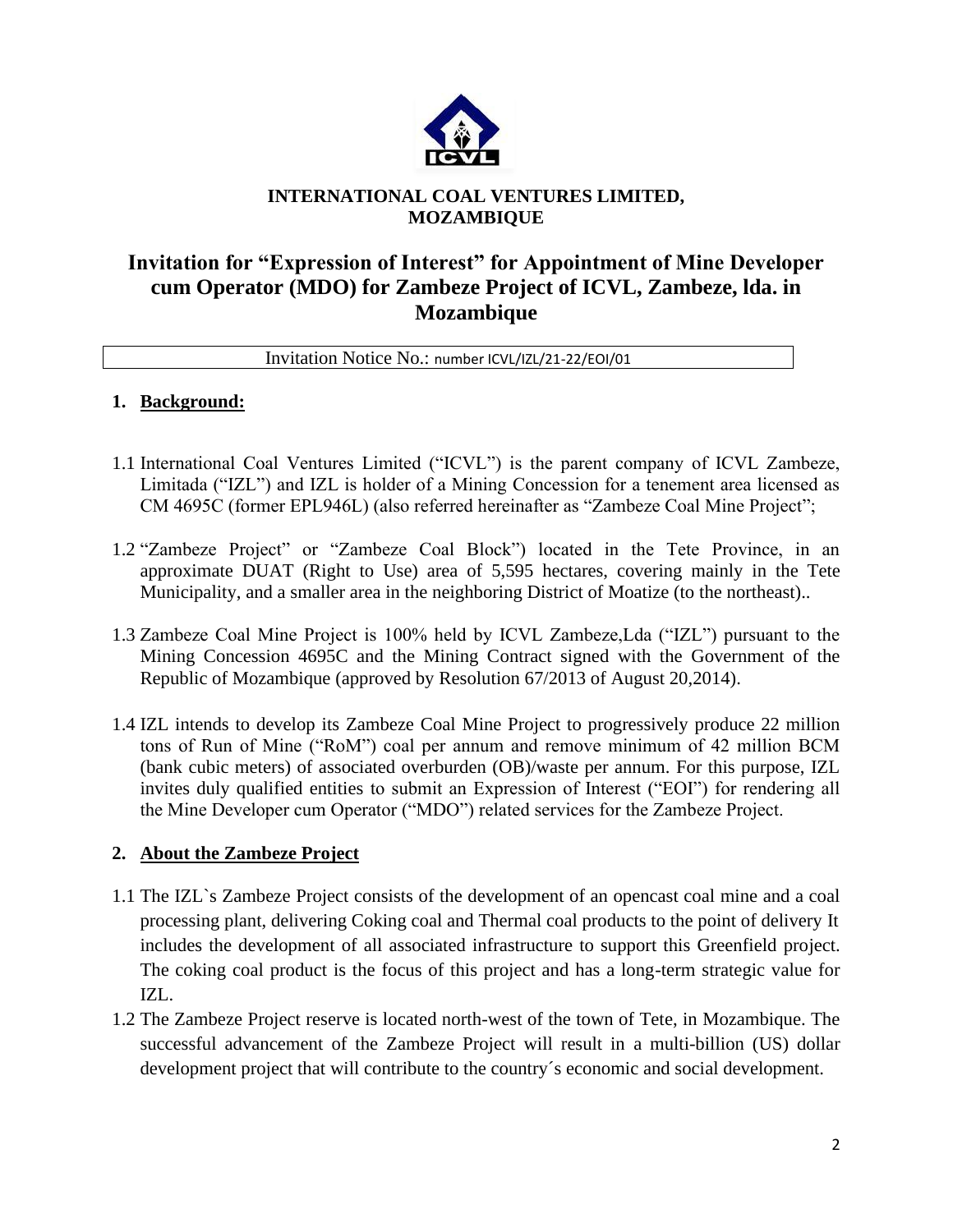**INTERNATIONAL COAL VENTURES LIMITED, MOZAMBIQUE**

# Invitation for "Expression of Interest" for Appointment of Mine Developer cum Operator (MDO) for Zambeze Project of ICVL, Zambeze, lda. in Mozambique

Invitation Notice No.: number ICVL/IZL/21-22/EOI/01

## 1. Background:

1.1 International Coal Ventures Limited ("ICVL") is the parent company of ICVL Zambeze, Limitada ("IZL") and IZL is holder of a Mining Concession for a tenement area licensed as CM 4695C (former EPL946L) (also referred hereinafter as "Zambeze Coal Mine Project";

1.2 "Zambeze Project" or "Zambeze Coal Block") located in the Tete Province, in an approximate DUAT (Right to Use) area of 5,595 hectares, covering mainly in the Tete Municipality, and a smaller area in the neighboring District of Moatize (to the northeast)..

1.3 Zambeze Coal Mine Project is 100% held by ICVL Zambeze,Lda ("IZL") pursuant to the Mining Concession 4695C and the Mining Contract signed with the Government of the Republic of Mozambique (approved by Resolution 67/2013 of August 20,2014).

1.4 IZL intends to develop its Zambeze Coal Mine Project to progressively produce 22 million tons of Run of Mine ("RoM") coal per annum and remove minimum of 42 million BCM (bank cubic meters) of associated overburden (OB)/waste per annum. For this purpose, IZL invites duly qualified entities to submit an Expression of Interest ("EOI") for rendering all the Mine Developer cum Operator ("MDO") related services for the Zambeze Project.

## 2. About the Zambeze Project

1.1 The IZL`s Zambeze Project consists of the development of an opencast coal mine and a coal processing plant, delivering Coking coal and Thermal coal products to the point of delivery It includes the development of all associated infrastructure to support this Greenfield project. The coking coal product is the focus of this project and has a long-term strategic value for IZL.

1.2 The Zambeze Project reserve is located north-west of the town of Tete, in Mozambique. The successful advancement of the Zambeze Project will result in a multi-billion (US) dollar development project that will contribute to the country´s economic and social development.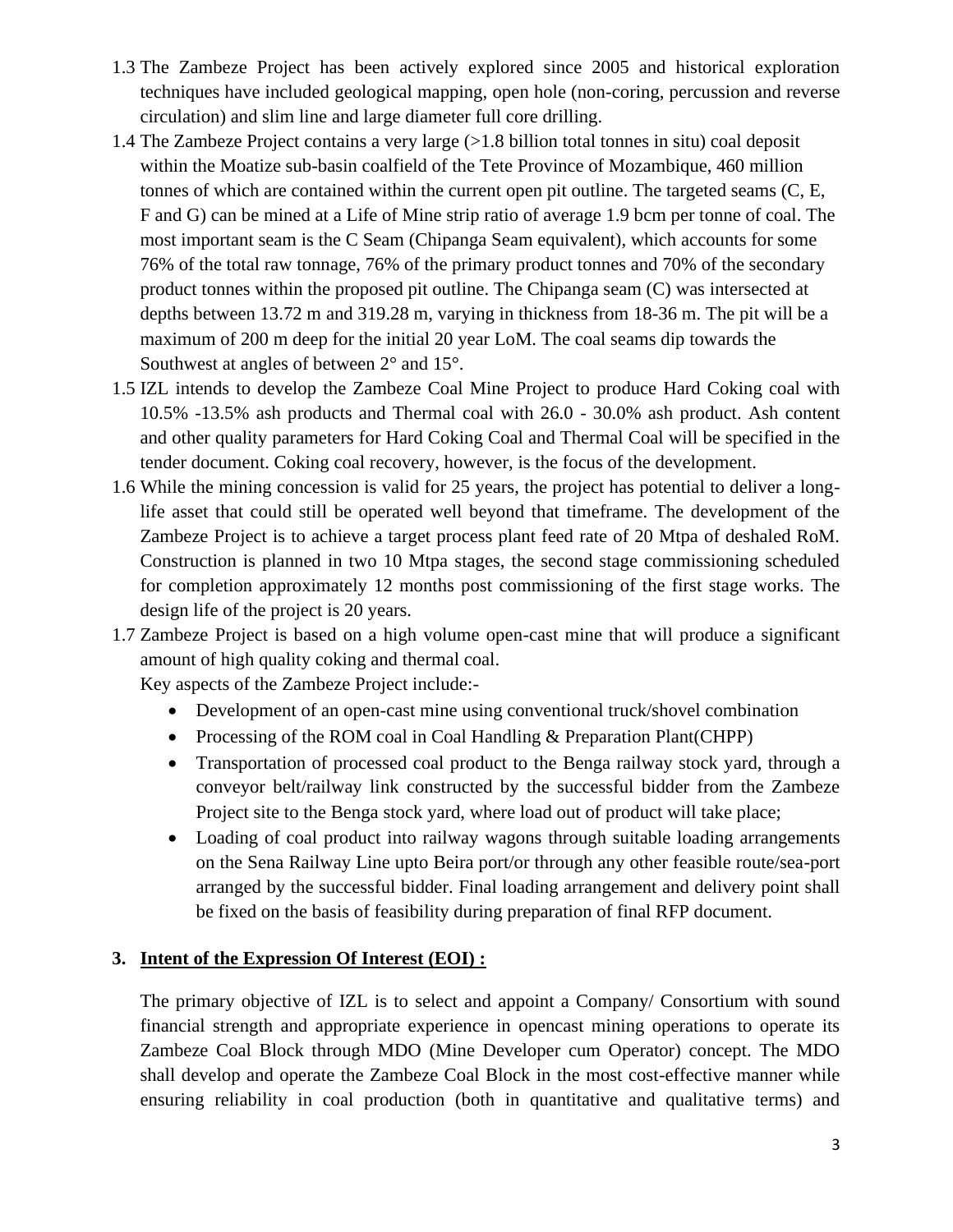1.3 The Zambeze Project has been actively explored since 2005 and historical exploration techniques have included geological mapping, open hole (non-coring, percussion and reverse circulation) and slim line and large diameter full core drilling.

1.4 The Zambeze Project contains a very large (>1.8 billion total tonnes in situ) coal deposit within the Moatize sub-basin coalfield of the Tete Province of Mozambique, 460 million tonnes of which are contained within the current open pit outline. The targeted seams (C, E, F and G) can be mined at a Life of Mine strip ratio of average 1.9 bcm per tonne of coal. The most important seam is the C Seam (Chipanga Seam equivalent), which accounts for some 76% of the total raw tonnage, 76% of the primary product tonnes and 70% of the secondary product tonnes within the proposed pit outline. The Chipanga seam (C) was intersected at depths between 13.72 m and 319.28 m, varying in thickness from 18-36 m. The pit will be a maximum of 200 m deep for the initial 20 year LoM. The coal seams dip towards the Southwest at angles of between 2° and 15°.

1.5 IZL intends to develop the Zambeze Coal Mine Project to produce Hard Coking coal with 10.5% -13.5% ash products and Thermal coal with 26.0 - 30.0% ash product. Ash content and other quality parameters for Hard Coking Coal and Thermal Coal will be specified in the tender document. Coking coal recovery, however, is the focus of the development.

1.6 While the mining concession is valid for 25 years, the project has potential to deliver a long-life asset that could still be operated well beyond that timeframe. The development of the Zambeze Project is to achieve a target process plant feed rate of 20 Mtpa of deshaled RoM. Construction is planned in two 10 Mtpa stages, the second stage commissioning scheduled for completion approximately 12 months post commissioning of the first stage works. The design life of the project is 20 years.

1.7 Zambeze Project is based on a high volume open-cast mine that will produce a significant amount of high quality coking and thermal coal.

Key aspects of the Zambeze Project include:-

- Development of an open-cast mine using conventional truck/shovel combination
- Processing of the ROM coal in Coal Handling & Preparation Plant(CHPP)
- Transportation of processed coal product to the Benga railway stock yard, through a conveyor belt/railway link constructed by the successful bidder from the Zambeze Project site to the Benga stock yard, where load out of product will take place;
- Loading of coal product into railway wagons through suitable loading arrangements on the Sena Railway Line upto Beira port/or through any other feasible route/sea-port arranged by the successful bidder. Final loading arrangement and delivery point shall be fixed on the basis of feasibility during preparation of final RFP document.

## 3. Intent of the Expression Of Interest (EOI) :

The primary objective of IZL is to select and appoint a Company/ Consortium with sound financial strength and appropriate experience in opencast mining operations to operate its Zambeze Coal Block through MDO (Mine Developer cum Operator) concept. The MDO shall develop and operate the Zambeze Coal Block in the most cost-effective manner while ensuring reliability in coal production (both in quantitative and qualitative terms) and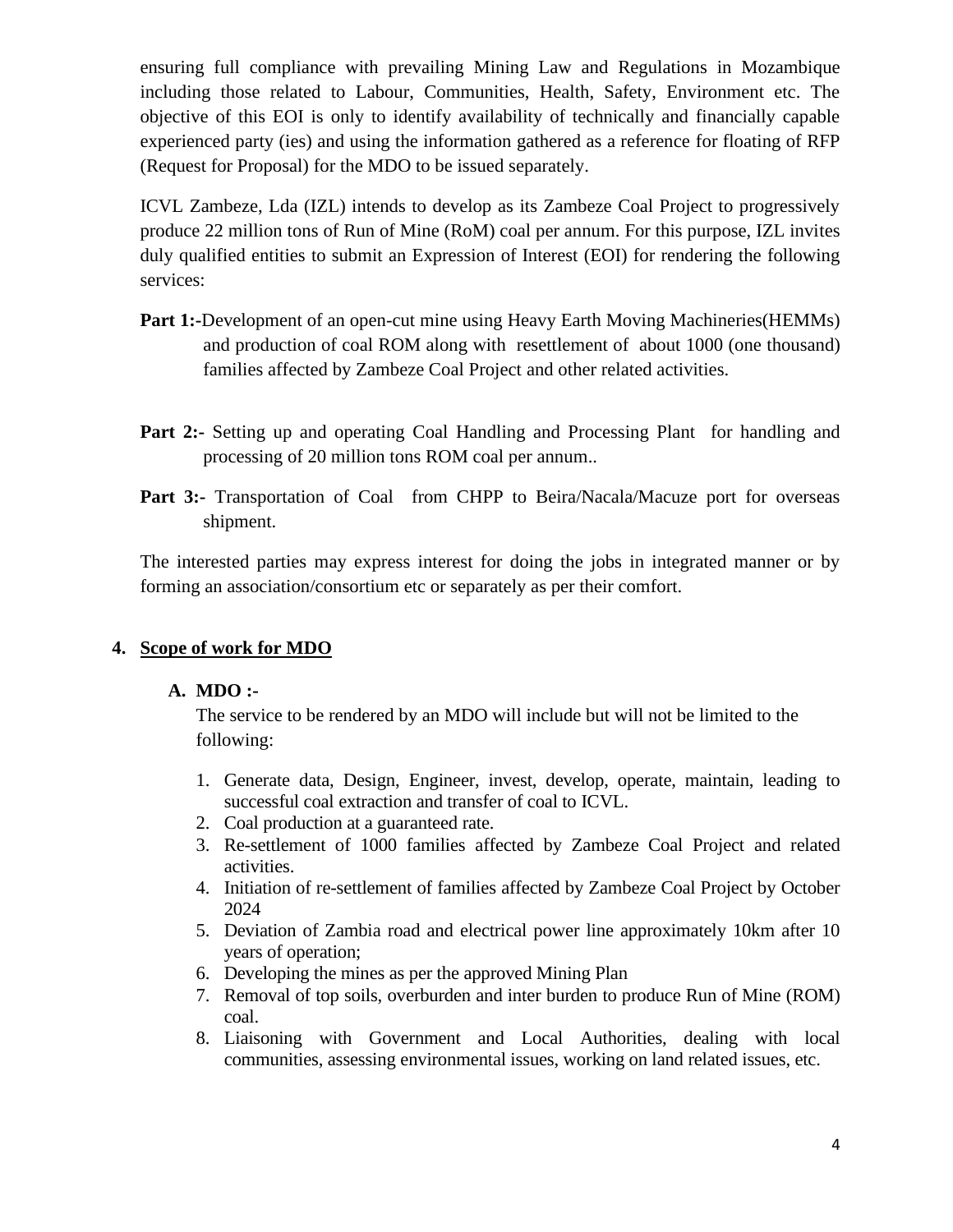ensuring full compliance with prevailing Mining Law and Regulations in Mozambique including those related to Labour, Communities, Health, Safety, Environment etc. The objective of this EOI is only to identify availability of technically and financially capable experienced party (ies) and using the information gathered as a reference for floating of RFP (Request for Proposal) for the MDO to be issued separately.

ICVL Zambeze, Lda (IZL) intends to develop as its Zambeze Coal Project to progressively produce 22 million tons of Run of Mine (RoM) coal per annum. For this purpose, IZL invites duly qualified entities to submit an Expression of Interest (EOI) for rendering the following services:

**Part 1:-**Development of an open-cut mine using Heavy Earth Moving Machineries(HEMMs) and production of coal ROM along with resettlement of about 1000 (one thousand) families affected by Zambeze Coal Project and other related activities.

**Part 2:-** Setting up and operating Coal Handling and Processing Plant for handling and processing of 20 million tons ROM coal per annum..

**Part 3:-** Transportation of Coal from CHPP to Beira/Nacala/Macuze port for overseas shipment.

The interested parties may express interest for doing the jobs in integrated manner or by forming an association/consortium etc or separately as per their comfort.

## 4. <u>Scope of work for MDO</u>

### A. MDO :-

The service to be rendered by an MDO will include but will not be limited to the following:

1. Generate data, Design, Engineer, invest, develop, operate, maintain, leading to successful coal extraction and transfer of coal to ICVL.
2. Coal production at a guaranteed rate.
3. Re-settlement of 1000 families affected by Zambeze Coal Project and related activities.
4. Initiation of re-settlement of families affected by Zambeze Coal Project by October 2024
5. Deviation of Zambia road and electrical power line approximately 10km after 10 years of operation;
6. Developing the mines as per the approved Mining Plan
7. Removal of top soils, overburden and inter burden to produce Run of Mine (ROM) coal.
8. Liaisoning with Government and Local Authorities, dealing with local communities, assessing environmental issues, working on land related issues, etc.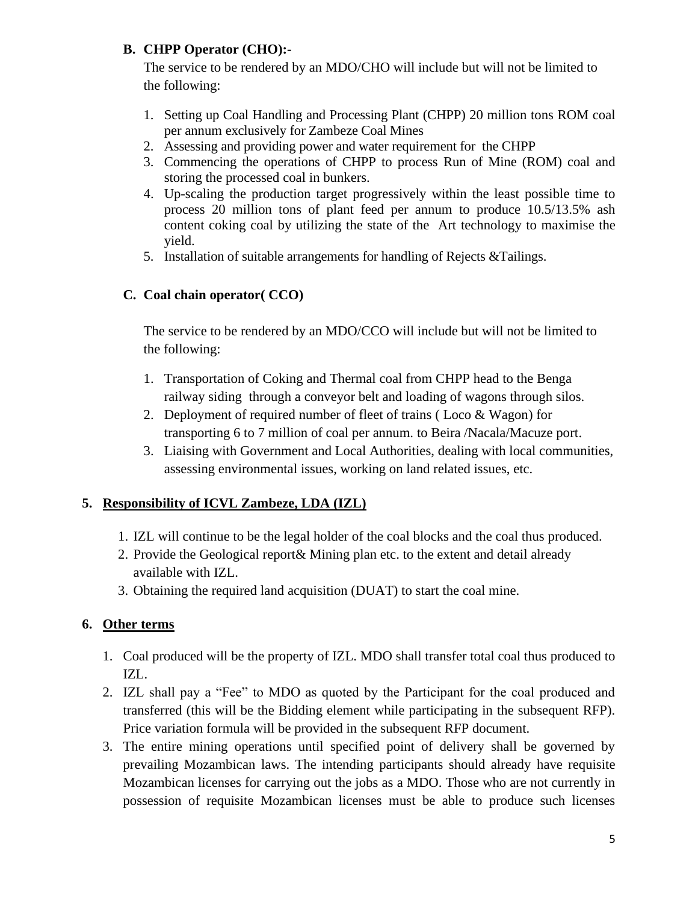**B. CHPP Operator (CHO):-**

The service to be rendered by an MDO/CHO will include but will not be limited to the following:

1. Setting up Coal Handling and Processing Plant (CHPP) 20 million tons ROM coal per annum exclusively for Zambeze Coal Mines
2. Assessing and providing power and water requirement for the CHPP
3. Commencing the operations of CHPP to process Run of Mine (ROM) coal and storing the processed coal in bunkers.
4. Up-scaling the production target progressively within the least possible time to process 20 million tons of plant feed per annum to produce 10.5/13.5% ash content coking coal by utilizing the state of the Art technology to maximise the yield.
5. Installation of suitable arrangements for handling of Rejects &Tailings.

**C. Coal chain operator( CCO)**

The service to be rendered by an MDO/CCO will include but will not be limited to the following:

1. Transportation of Coking and Thermal coal from CHPP head to the Benga railway siding through a conveyor belt and loading of wagons through silos.
2. Deployment of required number of fleet of trains ( Loco & Wagon) for transporting 6 to 7 million of coal per annum. to Beira /Nacala/Macuze port.
3. Liaising with Government and Local Authorities, dealing with local communities, assessing environmental issues, working on land related issues, etc.

## 5. Responsibility of ICVL Zambeze, LDA (IZL)

1. IZL will continue to be the legal holder of the coal blocks and the coal thus produced.
2. Provide the Geological report& Mining plan etc. to the extent and detail already available with IZL.
3. Obtaining the required land acquisition (DUAT) to start the coal mine.

## 6. Other terms

1. Coal produced will be the property of IZL. MDO shall transfer total coal thus produced to IZL.
2. IZL shall pay a "Fee" to MDO as quoted by the Participant for the coal produced and transferred (this will be the Bidding element while participating in the subsequent RFP). Price variation formula will be provided in the subsequent RFP document.
3. The entire mining operations until specified point of delivery shall be governed by prevailing Mozambican laws. The intending participants should already have requisite Mozambican licenses for carrying out the jobs as a MDO. Those who are not currently in possession of requisite Mozambican licenses must be able to produce such licenses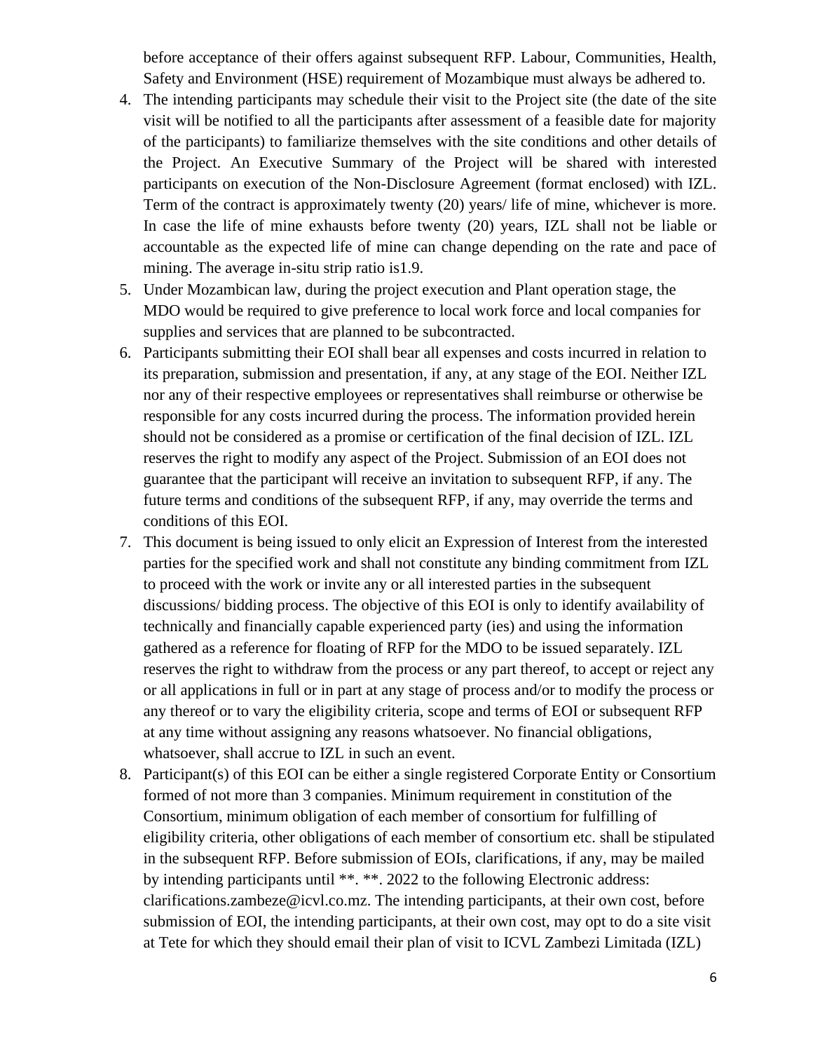before acceptance of their offers against subsequent RFP. Labour, Communities, Health, Safety and Environment (HSE) requirement of Mozambique must always be adhered to.

4. The intending participants may schedule their visit to the Project site (the date of the site visit will be notified to all the participants after assessment of a feasible date for majority of the participants) to familiarize themselves with the site conditions and other details of the Project. An Executive Summary of the Project will be shared with interested participants on execution of the Non-Disclosure Agreement (format enclosed) with IZL. Term of the contract is approximately twenty (20) years/ life of mine, whichever is more. In case the life of mine exhausts before twenty (20) years, IZL shall not be liable or accountable as the expected life of mine can change depending on the rate and pace of mining. The average in-situ strip ratio is1.9.
5. Under Mozambican law, during the project execution and Plant operation stage, the MDO would be required to give preference to local work force and local companies for supplies and services that are planned to be subcontracted.
6. Participants submitting their EOI shall bear all expenses and costs incurred in relation to its preparation, submission and presentation, if any, at any stage of the EOI. Neither IZL nor any of their respective employees or representatives shall reimburse or otherwise be responsible for any costs incurred during the process. The information provided herein should not be considered as a promise or certification of the final decision of IZL. IZL reserves the right to modify any aspect of the Project. Submission of an EOI does not guarantee that the participant will receive an invitation to subsequent RFP, if any. The future terms and conditions of the subsequent RFP, if any, may override the terms and conditions of this EOI.
7. This document is being issued to only elicit an Expression of Interest from the interested parties for the specified work and shall not constitute any binding commitment from IZL to proceed with the work or invite any or all interested parties in the subsequent discussions/ bidding process. The objective of this EOI is only to identify availability of technically and financially capable experienced party (ies) and using the information gathered as a reference for floating of RFP for the MDO to be issued separately. IZL reserves the right to withdraw from the process or any part thereof, to accept or reject any or all applications in full or in part at any stage of process and/or to modify the process or any thereof or to vary the eligibility criteria, scope and terms of EOI or subsequent RFP at any time without assigning any reasons whatsoever. No financial obligations, whatsoever, shall accrue to IZL in such an event.
8. Participant(s) of this EOI can be either a single registered Corporate Entity or Consortium formed of not more than 3 companies. Minimum requirement in constitution of the Consortium, minimum obligation of each member of consortium for fulfilling of eligibility criteria, other obligations of each member of consortium etc. shall be stipulated in the subsequent RFP. Before submission of EOIs, clarifications, if any, may be mailed by intending participants until **. **. 2022 to the following Electronic address: clarifications.zambeze@icvl.co.mz. The intending participants, at their own cost, before submission of EOI, the intending participants, at their own cost, may opt to do a site visit at Tete for which they should email their plan of visit to ICVL Zambezi Limitada (IZL)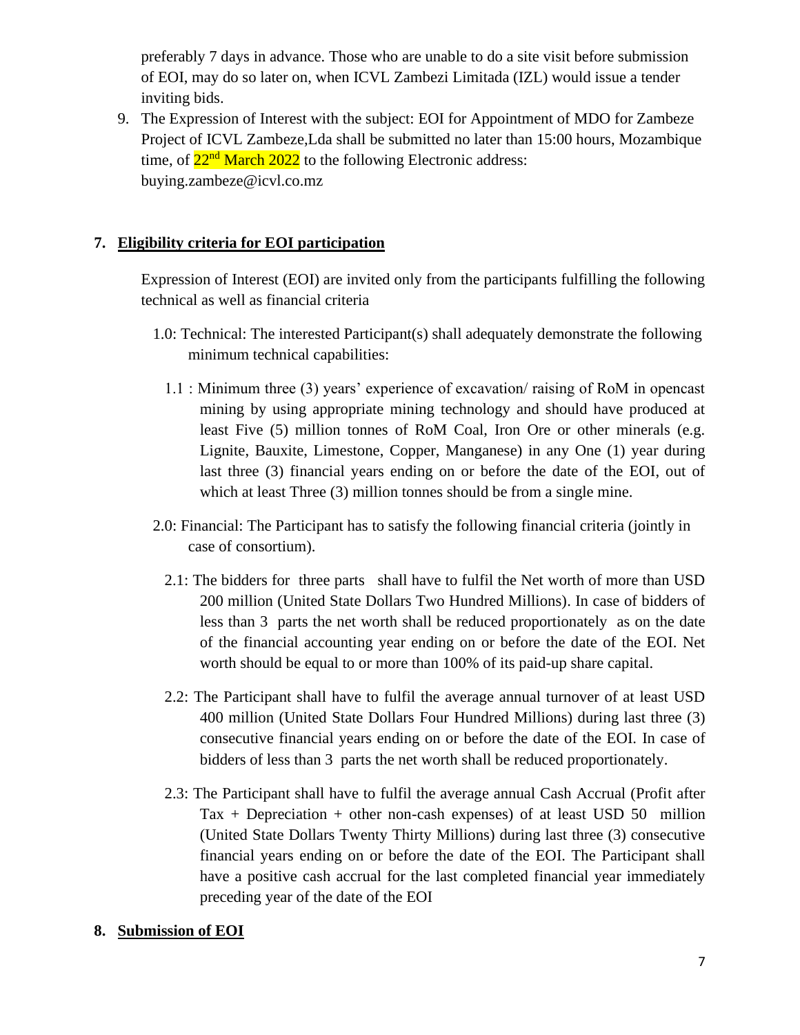preferably 7 days in advance. Those who are unable to do a site visit before submission of EOI, may do so later on, when ICVL Zambezi Limitada (IZL) would issue a tender inviting bids.

9. The Expression of Interest with the subject: EOI for Appointment of MDO for Zambeze Project of ICVL Zambeze,Lda shall be submitted no later than 15:00 hours, Mozambique time, of 22nd March 2022 to the following Electronic address: buying.zambeze@icvl.co.mz

## 7. Eligibility criteria for EOI participation

Expression of Interest (EOI) are invited only from the participants fulfilling the following technical as well as financial criteria

1.0: Technical: The interested Participant(s) shall adequately demonstrate the following minimum technical capabilities:

1.1 : Minimum three (3) years' experience of excavation/ raising of RoM in opencast mining by using appropriate mining technology and should have produced at least Five (5) million tonnes of RoM Coal, Iron Ore or other minerals (e.g. Lignite, Bauxite, Limestone, Copper, Manganese) in any One (1) year during last three (3) financial years ending on or before the date of the EOI, out of which at least Three (3) million tonnes should be from a single mine.

2.0: Financial: The Participant has to satisfy the following financial criteria (jointly in case of consortium).

2.1: The bidders for three parts shall have to fulfil the Net worth of more than USD 200 million (United State Dollars Two Hundred Millions). In case of bidders of less than 3 parts the net worth shall be reduced proportionately as on the date of the financial accounting year ending on or before the date of the EOI. Net worth should be equal to or more than 100% of its paid-up share capital.

2.2: The Participant shall have to fulfil the average annual turnover of at least USD 400 million (United State Dollars Four Hundred Millions) during last three (3) consecutive financial years ending on or before the date of the EOI. In case of bidders of less than 3 parts the net worth shall be reduced proportionately.

2.3: The Participant shall have to fulfil the average annual Cash Accrual (Profit after Tax + Depreciation + other non-cash expenses) of at least USD 50 million (United State Dollars Twenty Thirty Millions) during last three (3) consecutive financial years ending on or before the date of the EOI. The Participant shall have a positive cash accrual for the last completed financial year immediately preceding year of the date of the EOI

## 8. Submission of EOI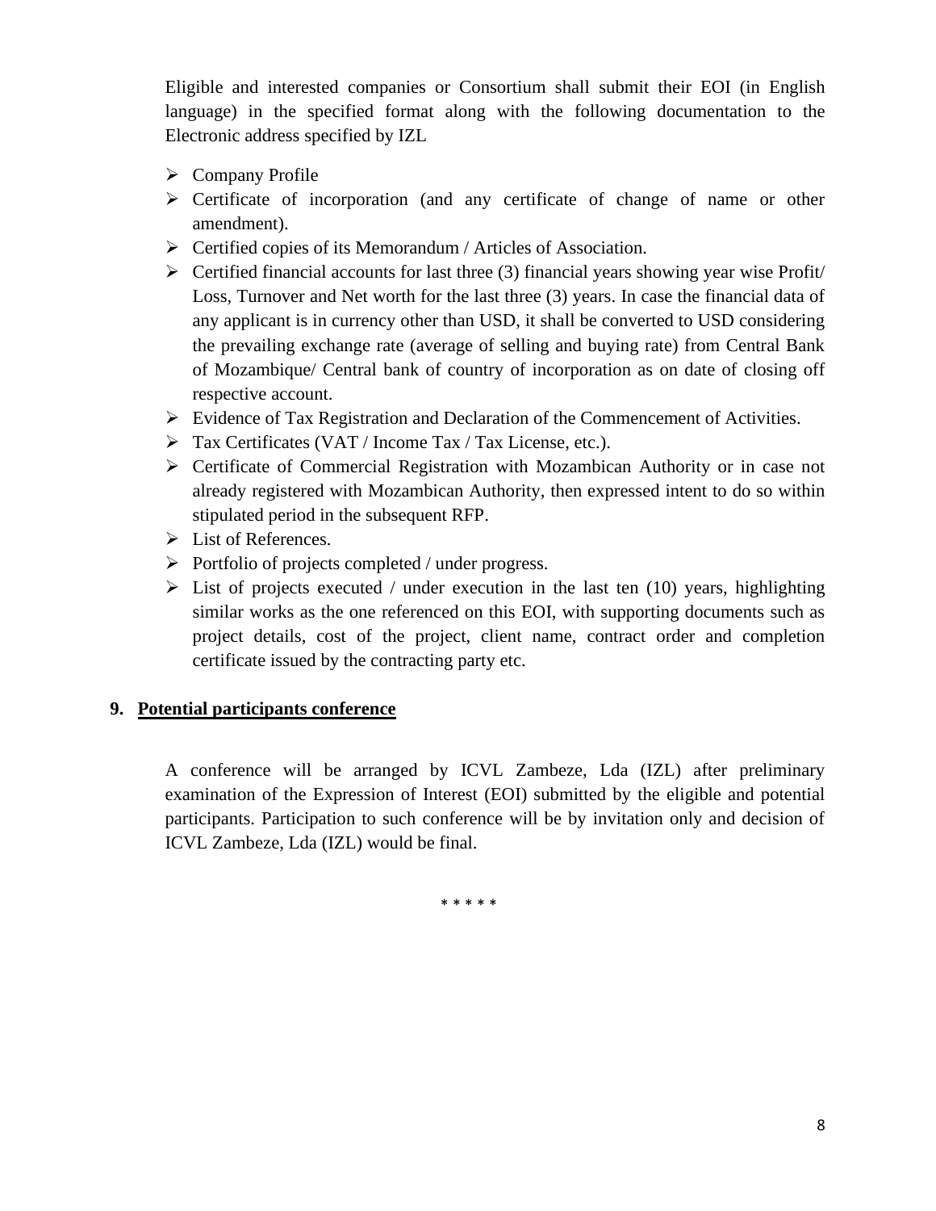Eligible and interested companies or Consortium shall submit their EOI (in English language) in the specified format along with the following documentation to the Electronic address specified by IZL

- Company Profile
- Certificate of incorporation (and any certificate of change of name or other amendment).
- Certified copies of its Memorandum / Articles of Association.
- Certified financial accounts for last three (3) financial years showing year wise Profit/ Loss, Turnover and Net worth for the last three (3) years. In case the financial data of any applicant is in currency other than USD, it shall be converted to USD considering the prevailing exchange rate (average of selling and buying rate) from Central Bank of Mozambique/ Central bank of country of incorporation as on date of closing off respective account.
- Evidence of Tax Registration and Declaration of the Commencement of Activities.
- Tax Certificates (VAT / Income Tax / Tax License, etc.).
- Certificate of Commercial Registration with Mozambican Authority or in case not already registered with Mozambican Authority, then expressed intent to do so within stipulated period in the subsequent RFP.
- List of References.
- Portfolio of projects completed / under progress.
- List of projects executed / under execution in the last ten (10) years, highlighting similar works as the one referenced on this EOI, with supporting documents such as project details, cost of the project, client name, contract order and completion certificate issued by the contracting party etc.

## 9. Potential participants conference

A conference will be arranged by ICVL Zambeze, Lda (IZL) after preliminary examination of the Expression of Interest (EOI) submitted by the eligible and potential participants. Participation to such conference will be by invitation only and decision of ICVL Zambeze, Lda (IZL) would be final.

\* \* \* \* \*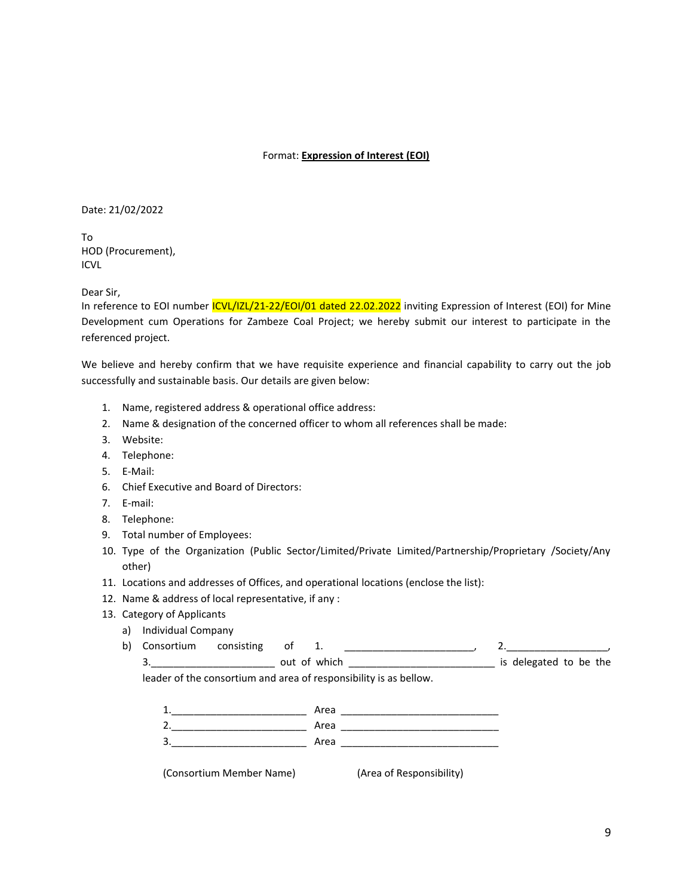Format: **Expression of Interest (EOI)**

Date: 21/02/2022

To
HOD (Procurement),
ICVL

Dear Sir,

In reference to EOI number ICVL/IZL/21-22/EOI/01 dated 22.02.2022 inviting Expression of Interest (EOI) for Mine Development cum Operations for Zambeze Coal Project; we hereby submit our interest to participate in the referenced project.

We believe and hereby confirm that we have requisite experience and financial capability to carry out the job successfully and sustainable basis. Our details are given below:

1. Name, registered address & operational office address:
2. Name & designation of the concerned officer to whom all references shall be made:
3. Website:
4. Telephone:
5. E-Mail:
6. Chief Executive and Board of Directors:
7. E-mail:
8. Telephone:
9. Total number of Employees:
10. Type of the Organization (Public Sector/Limited/Private Limited/Partnership/Proprietary /Society/Any other)
11. Locations and addresses of Offices, and operational locations (enclose the list):
12. Name & address of local representative, if any :
13. Category of Applicants
    a) Individual Company
    b) Consortium consisting of 1. ________________________, 2.__________________, 3.______________________ out of which __________________________ is delegated to be the leader of the consortium and area of responsibility is as bellow.

       1.________________________ Area ____________________________
       2.________________________ Area ____________________________
       3.________________________ Area ____________________________

       (Consortium Member Name) (Area of Responsibility)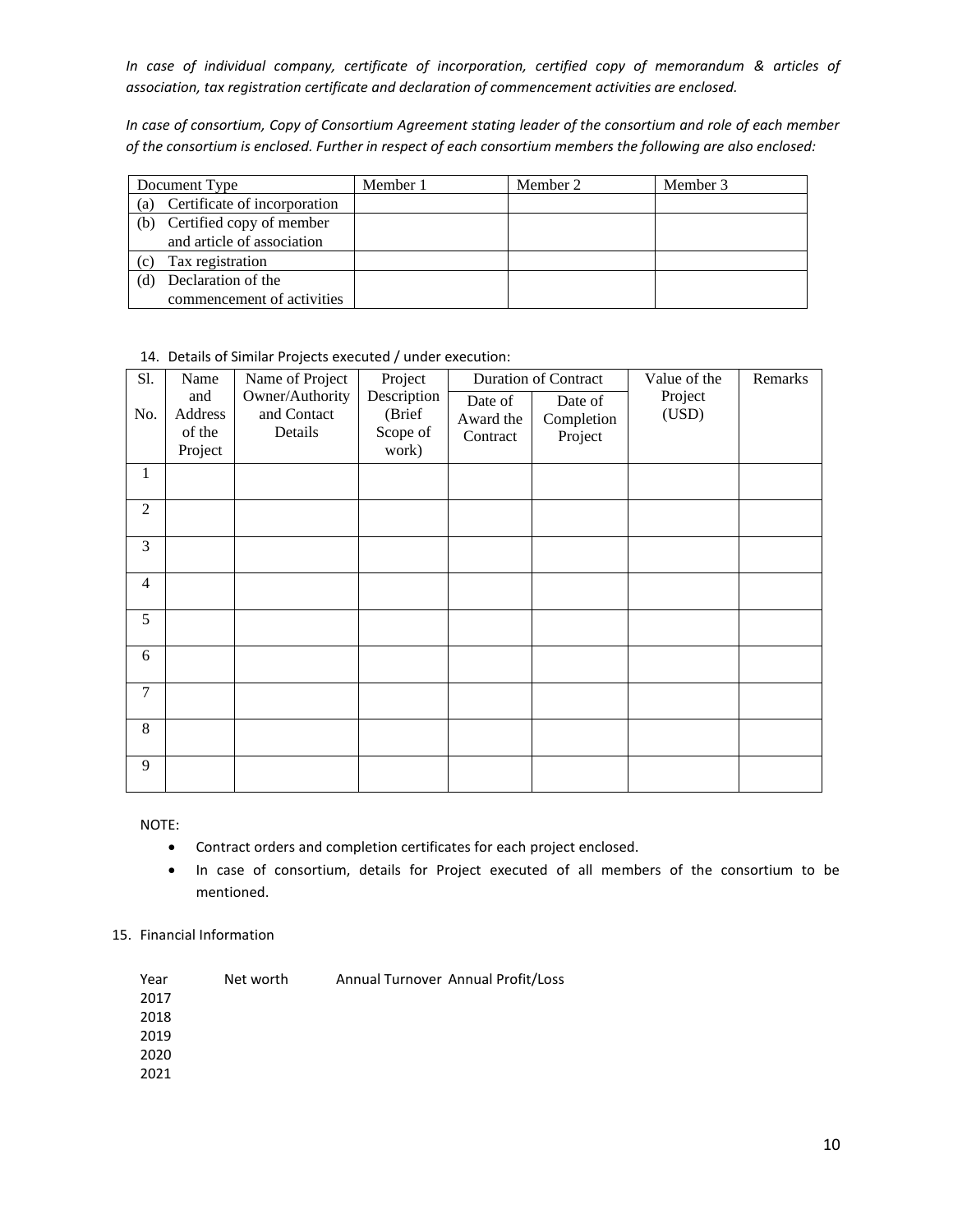*In case of individual company, certificate of incorporation, certified copy of memorandum & articles of association, tax registration certificate and declaration of commencement activities are enclosed.*

*In case of consortium, Copy of Consortium Agreement stating leader of the consortium and role of each member of the consortium is enclosed. Further in respect of each consortium members the following are also enclosed:*

| Document Type | Member 1 | Member 2 | Member 3 |
|---|---|---|---|
| (a) Certificate of incorporation | | | |
| (b) Certified copy of member and article of association | | | |
| (c) Tax registration | | | |
| (d) Declaration of the commencement of activities | | | |

14. Details of Similar Projects executed / under execution:

| Sl. No. | Name and Address of the Project | Name of Project Owner/Authority and Contact Details | Project Description (Brief Scope of work) | Duration of Contract | | Value of the Project (USD) | Remarks |
|---|---|---|---|---|---|---|---|
| | | | | Date of Award the Contract | Date of Completion Project | | |
| 1 | | | | | | | |
| 2 | | | | | | | |
| 3 | | | | | | | |
| 4 | | | | | | | |
| 5 | | | | | | | |
| 6 | | | | | | | |
| 7 | | | | | | | |
| 8 | | | | | | | |
| 9 | | | | | | | |

NOTE:

- Contract orders and completion certificates for each project enclosed.
- In case of consortium, details for Project executed of all members of the consortium to be mentioned.

15. Financial Information

| Year | Net worth | Annual Turnover | Annual Profit/Loss |
|---|---|---|---|
| 2017 | | | |
| 2018 | | | |
| 2019 | | | |
| 2020 | | | |
| 2021 | | | |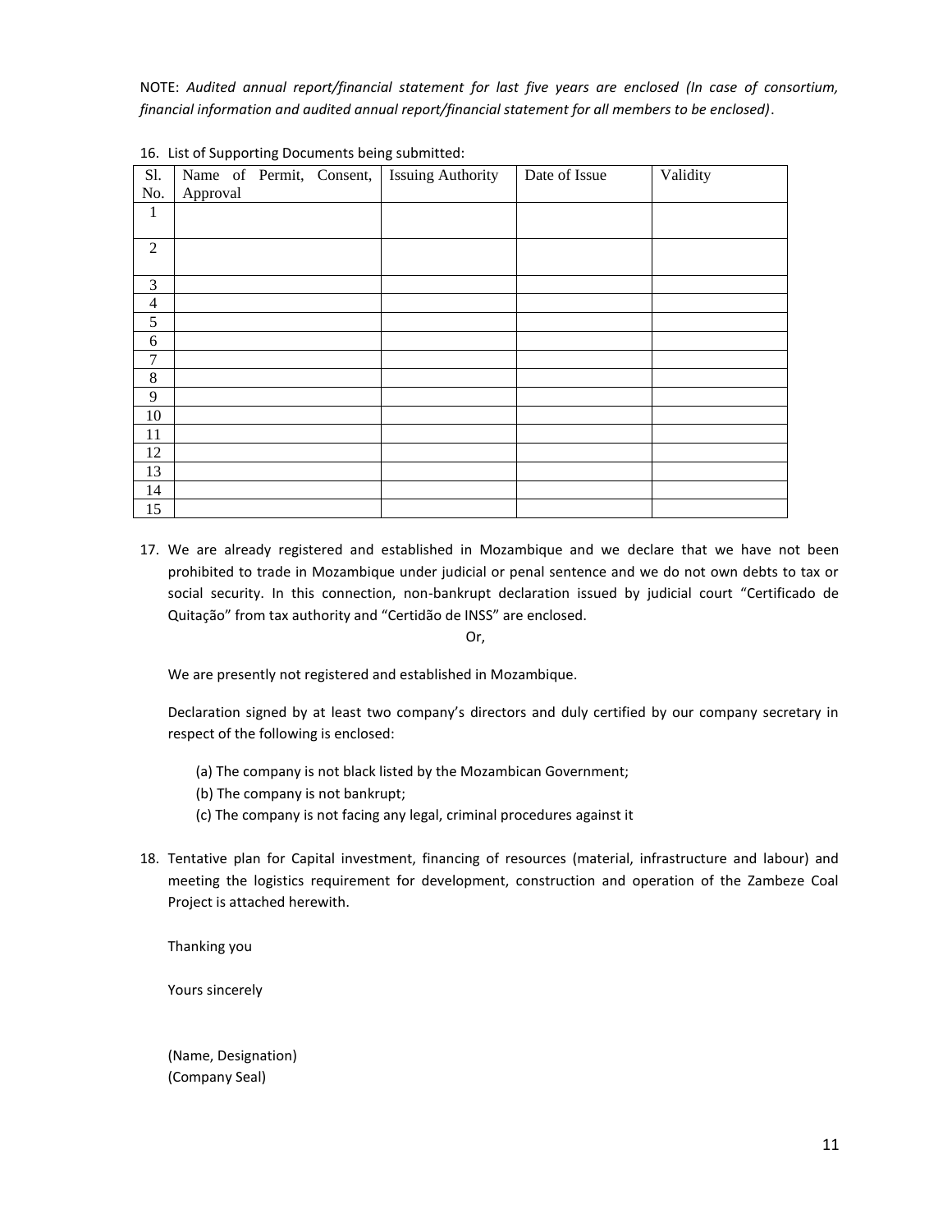NOTE: *Audited annual report/financial statement for last five years are enclosed (In case of consortium, financial information and audited annual report/financial statement for all members to be enclosed)*.

16. List of Supporting Documents being submitted:

| Sl. No. | Name of Permit, Consent, Approval | Issuing Authority | Date of Issue | Validity |
|---|---|---|---|---|
| 1 | | | | |
| 2 | | | | |
| 3 | | | | |
| 4 | | | | |
| 5 | | | | |
| 6 | | | | |
| 7 | | | | |
| 8 | | | | |
| 9 | | | | |
| 10 | | | | |
| 11 | | | | |
| 12 | | | | |
| 13 | | | | |
| 14 | | | | |
| 15 | | | | |

17. We are already registered and established in Mozambique and we declare that we have not been prohibited to trade in Mozambique under judicial or penal sentence and we do not own debts to tax or social security. In this connection, non-bankrupt declaration issued by judicial court "Certificado de Quitação" from tax authority and "Certidão de INSS" are enclosed.

    Or,

    We are presently not registered and established in Mozambique.

    Declaration signed by at least two company's directors and duly certified by our company secretary in respect of the following is enclosed:

    (a) The company is not black listed by the Mozambican Government;
    (b) The company is not bankrupt;
    (c) The company is not facing any legal, criminal procedures against it

18. Tentative plan for Capital investment, financing of resources (material, infrastructure and labour) and meeting the logistics requirement for development, construction and operation of the Zambeze Coal Project is attached herewith.

    Thanking you

    Yours sincerely

    (Name, Designation)
    (Company Seal)